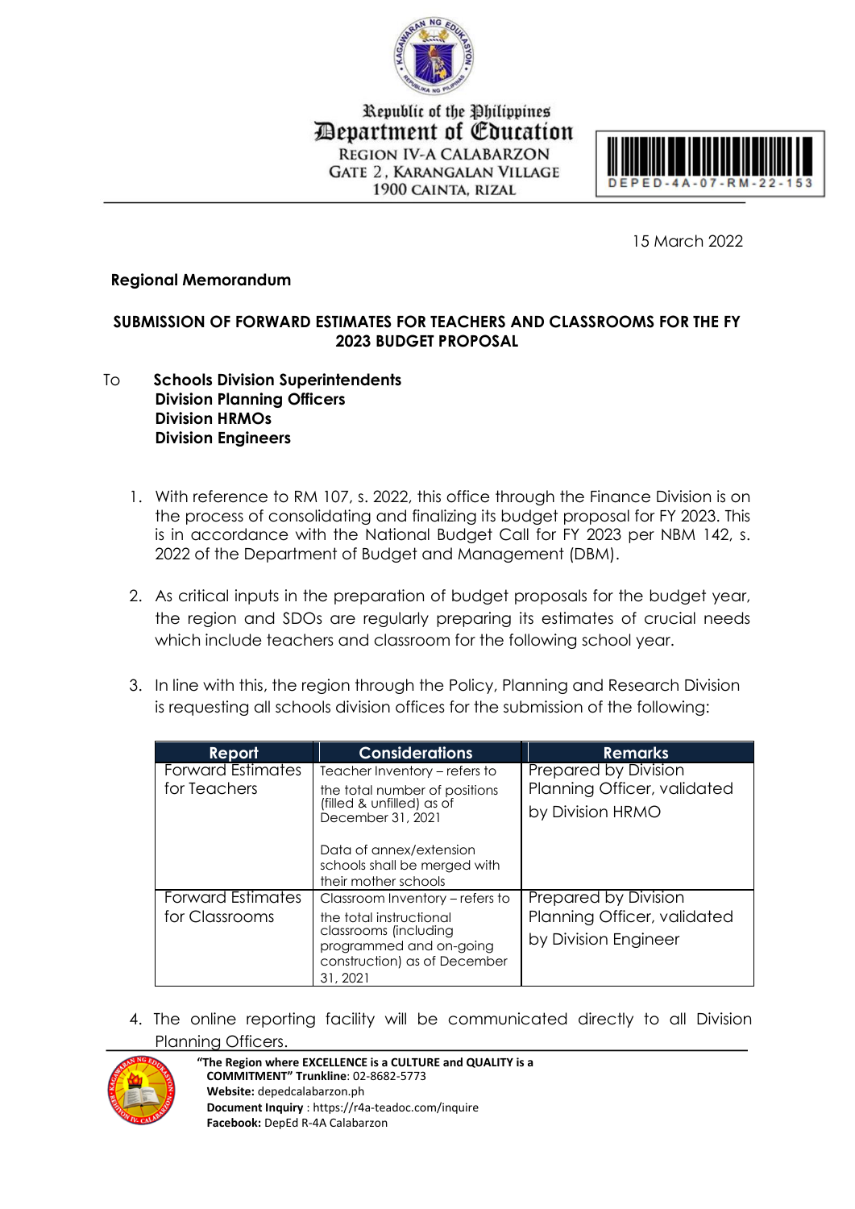Republic of the Philippines
Department of Education
REGION IV-A CALABARZON
GATE 2, KARANGALAN VILLAGE
1900 CAINTA, RIZAL

DEPED-4A-07-RM-22-153

15 March 2022

**Regional Memorandum**

**SUBMISSION OF FORWARD ESTIMATES FOR TEACHERS AND CLASSROOMS FOR THE FY 2023 BUDGET PROPOSAL**

To **Schools Division Superintendents**
**Division Planning Officers**
**Division HRMOs**
**Division Engineers**

1. With reference to RM 107, s. 2022, this office through the Finance Division is on the process of consolidating and finalizing its budget proposal for FY 2023. This is in accordance with the National Budget Call for FY 2023 per NBM 142, s. 2022 of the Department of Budget and Management (DBM).

2. As critical inputs in the preparation of budget proposals for the budget year, the region and SDOs are regularly preparing its estimates of crucial needs which include teachers and classroom for the following school year.

3. In line with this, the region through the Policy, Planning and Research Division is requesting all schools division offices for the submission of the following:

| Report | Considerations | Remarks |
|---|---|---|
| Forward Estimates for Teachers | Teacher Inventory – refers to the total number of positions (filled & unfilled) as of December 31, 2021<br><br>Data of annex/extension schools shall be merged with their mother schools | Prepared by Division Planning Officer, validated by Division HRMO |
| Forward Estimates for Classrooms | Classroom Inventory – refers to the total instructional classrooms (including programmed and on-going construction) as of December 31, 2021 | Prepared by Division Planning Officer, validated by Division Engineer |

4. The online reporting facility will be communicated directly to all Division Planning Officers.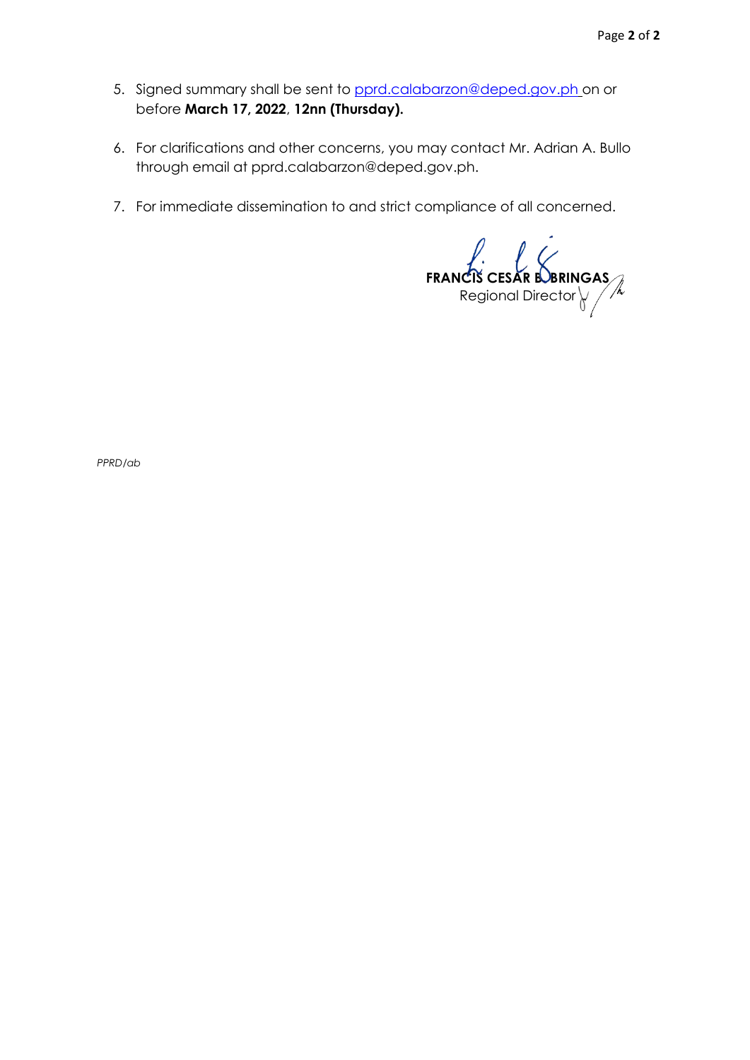5. Signed summary shall be sent to [pprd.calabarzon@deped.gov.ph](mailto:pprd.calabarzon@deped.gov.ph) on or before **March 17, 2022**, **12nn (Thursday).**

6. For clarifications and other concerns, you may contact Mr. Adrian A. Bullo through email at pprd.calabarzon@deped.gov.ph.

7. For immediate dissemination to and strict compliance of all concerned.

**FRANCIS CESAR B. BRINGAS**
Regional Director

*PPRD/ab*